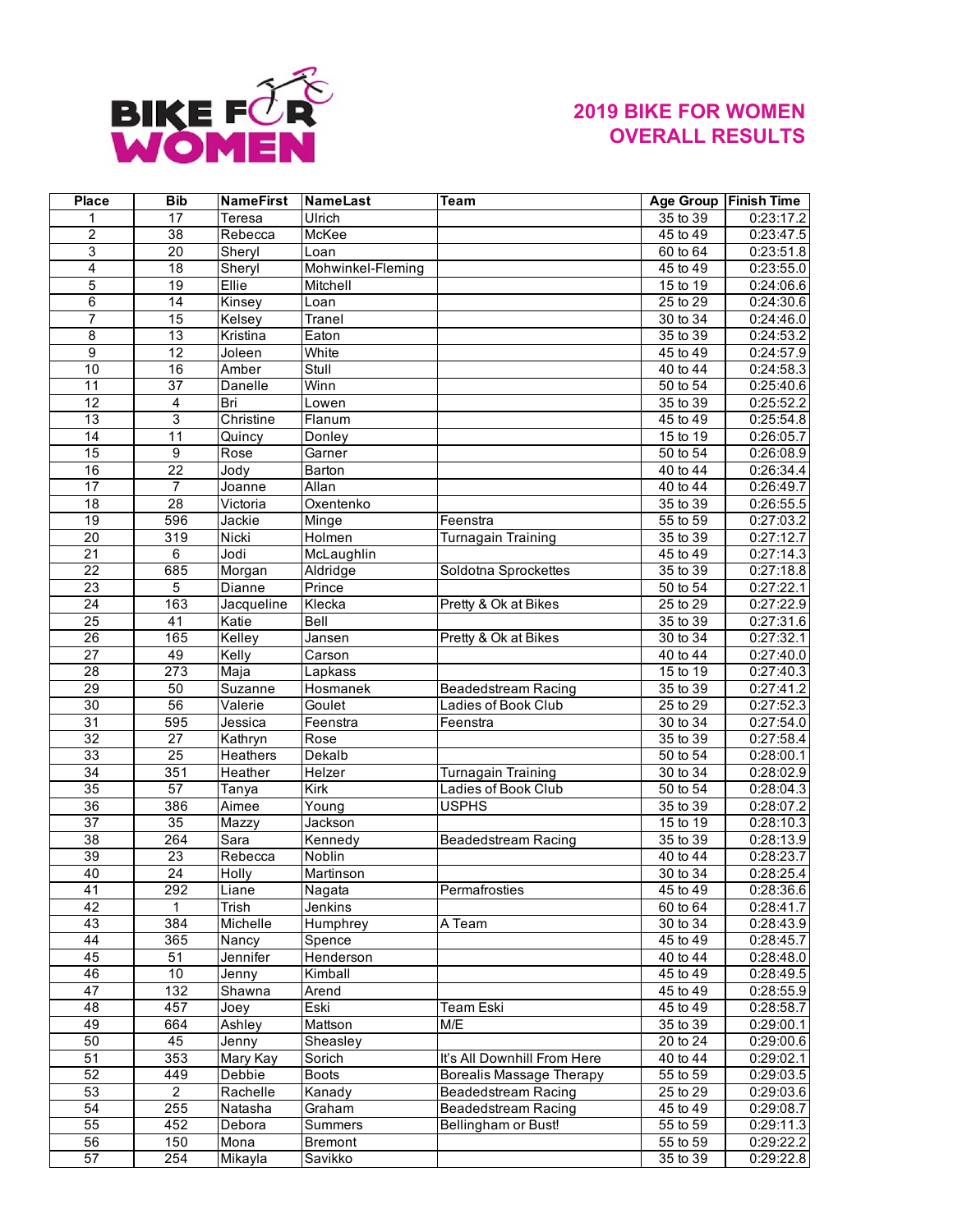# 2019 BIKE FOR WOMEN OVERALL RESULTS

| Place | Bib | NameFirst | NameLast | Team | Age Group | Finish Time |
|---|---|---|---|---|---|---|
| 1 | 17 | Teresa | Ulrich | | 35 to 39 | 0:23:17.2 |
| 2 | 38 | Rebecca | McKee | | 45 to 49 | 0:23:47.5 |
| 3 | 20 | Sheryl | Loan | | 60 to 64 | 0:23:51.8 |
| 4 | 18 | Sheryl | Mohwinkel-Fleming | | 45 to 49 | 0:23:55.0 |
| 5 | 19 | Ellie | Mitchell | | 15 to 19 | 0:24:06.6 |
| 6 | 14 | Kinsey | Loan | | 25 to 29 | 0:24:30.6 |
| 7 | 15 | Kelsey | Tranel | | 30 to 34 | 0:24:46.0 |
| 8 | 13 | Kristina | Eaton | | 35 to 39 | 0:24:53.2 |
| 9 | 12 | Joleen | White | | 45 to 49 | 0:24:57.9 |
| 10 | 16 | Amber | Stull | | 40 to 44 | 0:24:58.3 |
| 11 | 37 | Danelle | Winn | | 50 to 54 | 0:25:40.6 |
| 12 | 4 | Bri | Lowen | | 35 to 39 | 0:25:52.2 |
| 13 | 3 | Christine | Flanum | | 45 to 49 | 0:25:54.8 |
| 14 | 11 | Quincy | Donley | | 15 to 19 | 0:26:05.7 |
| 15 | 9 | Rose | Garner | | 50 to 54 | 0:26:08.9 |
| 16 | 22 | Jody | Barton | | 40 to 44 | 0:26:34.4 |
| 17 | 7 | Joanne | Allan | | 40 to 44 | 0:26:49.7 |
| 18 | 28 | Victoria | Oxentenko | | 35 to 39 | 0:26:55.5 |
| 19 | 596 | Jackie | Minge | Feenstra | 55 to 59 | 0:27:03.2 |
| 20 | 319 | Nicki | Holmen | Turnagain Training | 35 to 39 | 0:27:12.7 |
| 21 | 6 | Jodi | McLaughlin | | 45 to 49 | 0:27:14.3 |
| 22 | 685 | Morgan | Aldridge | Soldotna Sprockettes | 35 to 39 | 0:27:18.8 |
| 23 | 5 | Dianne | Prince | | 50 to 54 | 0:27:22.1 |
| 24 | 163 | Jacqueline | Klecka | Pretty & Ok at Bikes | 25 to 29 | 0:27:22.9 |
| 25 | 41 | Katie | Bell | | 35 to 39 | 0:27:31.6 |
| 26 | 165 | Kelley | Jansen | Pretty & Ok at Bikes | 30 to 34 | 0:27:32.1 |
| 27 | 49 | Kelly | Carson | | 40 to 44 | 0:27:40.0 |
| 28 | 273 | Maja | Lapkass | | 15 to 19 | 0:27:40.3 |
| 29 | 50 | Suzanne | Hosmanek | Beadedstream Racing | 35 to 39 | 0:27:41.2 |
| 30 | 56 | Valerie | Goulet | Ladies of Book Club | 25 to 29 | 0:27:52.3 |
| 31 | 595 | Jessica | Feenstra | Feenstra | 30 to 34 | 0:27:54.0 |
| 32 | 27 | Kathryn | Rose | | 35 to 39 | 0:27:58.4 |
| 33 | 25 | Heathers | Dekalb | | 50 to 54 | 0:28:00.1 |
| 34 | 351 | Heather | Helzer | Turnagain Training | 30 to 34 | 0:28:02.9 |
| 35 | 57 | Tanya | Kirk | Ladies of Book Club | 50 to 54 | 0:28:04.3 |
| 36 | 386 | Aimee | Young | USPHS | 35 to 39 | 0:28:07.2 |
| 37 | 35 | Mazzy | Jackson | | 15 to 19 | 0:28:10.3 |
| 38 | 264 | Sara | Kennedy | Beadedstream Racing | 35 to 39 | 0:28:13.9 |
| 39 | 23 | Rebecca | Noblin | | 40 to 44 | 0:28:23.7 |
| 40 | 24 | Holly | Martinson | | 30 to 34 | 0:28:25.4 |
| 41 | 292 | Liane | Nagata | Permafrosties | 45 to 49 | 0:28:36.6 |
| 42 | 1 | Trish | Jenkins | | 60 to 64 | 0:28:41.7 |
| 43 | 384 | Michelle | Humphrey | A Team | 30 to 34 | 0:28:43.9 |
| 44 | 365 | Nancy | Spence | | 45 to 49 | 0:28:45.7 |
| 45 | 51 | Jennifer | Henderson | | 40 to 44 | 0:28:48.0 |
| 46 | 10 | Jenny | Kimball | | 45 to 49 | 0:28:49.5 |
| 47 | 132 | Shawna | Arend | | 45 to 49 | 0:28:55.9 |
| 48 | 457 | Joey | Eski | Team Eski | 45 to 49 | 0:28:58.7 |
| 49 | 664 | Ashley | Mattson | M/E | 35 to 39 | 0:29:00.1 |
| 50 | 45 | Jenny | Sheasley | | 20 to 24 | 0:29:00.6 |
| 51 | 353 | Mary Kay | Sorich | It's All Downhill From Here | 40 to 44 | 0:29:02.1 |
| 52 | 449 | Debbie | Boots | Borealis Massage Therapy | 55 to 59 | 0:29:03.5 |
| 53 | 2 | Rachelle | Kanady | Beadedstream Racing | 25 to 29 | 0:29:03.6 |
| 54 | 255 | Natasha | Graham | Beadedstream Racing | 45 to 49 | 0:29:08.7 |
| 55 | 452 | Debora | Summers | Bellingham or Bust! | 55 to 59 | 0:29:11.3 |
| 56 | 150 | Mona | Bremont | | 55 to 59 | 0:29:22.2 |
| 57 | 254 | Mikayla | Savikko | | 35 to 39 | 0:29:22.8 |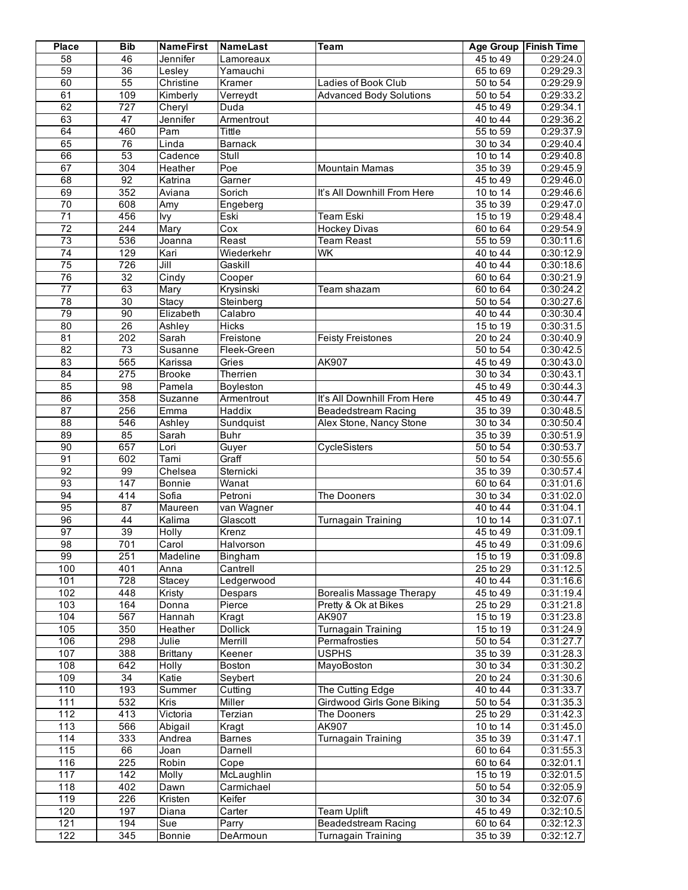| Place | Bib | NameFirst | NameLast | Team | Age Group | Finish Time |
|---|---|---|---|---|---|---|
| 58 | 46 | Jennifer | Lamoreaux | | 45 to 49 | 0:29:24.0 |
| 59 | 36 | Lesley | Yamauchi | | 65 to 69 | 0:29:29.3 |
| 60 | 55 | Christine | Kramer | Ladies of Book Club | 50 to 54 | 0:29:29.9 |
| 61 | 109 | Kimberly | Verreydt | Advanced Body Solutions | 50 to 54 | 0:29:33.2 |
| 62 | 727 | Cheryl | Duda | | 45 to 49 | 0:29:34.1 |
| 63 | 47 | Jennifer | Armentrout | | 40 to 44 | 0:29:36.2 |
| 64 | 460 | Pam | Tittle | | 55 to 59 | 0:29:37.9 |
| 65 | 76 | Linda | Barnack | | 30 to 34 | 0:29:40.4 |
| 66 | 53 | Cadence | Stull | | 10 to 14 | 0:29:40.8 |
| 67 | 304 | Heather | Poe | Mountain Mamas | 35 to 39 | 0:29:45.9 |
| 68 | 92 | Katrina | Garner | | 45 to 49 | 0:29:46.0 |
| 69 | 352 | Aviana | Sorich | It's All Downhill From Here | 10 to 14 | 0:29:46.6 |
| 70 | 608 | Amy | Engeberg | | 35 to 39 | 0:29:47.0 |
| 71 | 456 | Ivy | Eski | Team Eski | 15 to 19 | 0:29:48.4 |
| 72 | 244 | Mary | Cox | Hockey Divas | 60 to 64 | 0:29:54.9 |
| 73 | 536 | Joanna | Reast | Team Reast | 55 to 59 | 0:30:11.6 |
| 74 | 129 | Kari | Wiederkehr | WK | 40 to 44 | 0:30:12.9 |
| 75 | 726 | Jill | Gaskill | | 40 to 44 | 0:30:18.6 |
| 76 | 32 | Cindy | Cooper | | 60 to 64 | 0:30:21.9 |
| 77 | 63 | Mary | Krysinski | Team shazam | 60 to 64 | 0:30:24.2 |
| 78 | 30 | Stacy | Steinberg | | 50 to 54 | 0:30:27.6 |
| 79 | 90 | Elizabeth | Calabro | | 40 to 44 | 0:30:30.4 |
| 80 | 26 | Ashley | Hicks | | 15 to 19 | 0:30:31.5 |
| 81 | 202 | Sarah | Freistone | Feisty Freistones | 20 to 24 | 0:30:40.9 |
| 82 | 73 | Susanne | Fleek-Green | | 50 to 54 | 0:30:42.5 |
| 83 | 565 | Karissa | Gries | AK907 | 45 to 49 | 0:30:43.0 |
| 84 | 275 | Brooke | Therrien | | 30 to 34 | 0:30:43.1 |
| 85 | 98 | Pamela | Boyleston | | 45 to 49 | 0:30:44.3 |
| 86 | 358 | Suzanne | Armentrout | It's All Downhill From Here | 45 to 49 | 0:30:44.7 |
| 87 | 256 | Emma | Haddix | Beadedstream Racing | 35 to 39 | 0:30:48.5 |
| 88 | 546 | Ashley | Sundquist | Alex Stone, Nancy Stone | 30 to 34 | 0:30:50.4 |
| 89 | 85 | Sarah | Buhr | | 35 to 39 | 0:30:51.9 |
| 90 | 657 | Lori | Guyer | CycleSisters | 50 to 54 | 0:30:53.7 |
| 91 | 602 | Tami | Graff | | 50 to 54 | 0:30:55.6 |
| 92 | 99 | Chelsea | Sternicki | | 35 to 39 | 0:30:57.4 |
| 93 | 147 | Bonnie | Wanat | | 60 to 64 | 0:31:01.6 |
| 94 | 414 | Sofia | Petroni | The Dooners | 30 to 34 | 0:31:02.0 |
| 95 | 87 | Maureen | van Wagner | | 40 to 44 | 0:31:04.1 |
| 96 | 44 | Kalima | Glascott | Turnagain Training | 10 to 14 | 0:31:07.1 |
| 97 | 39 | Holly | Krenz | | 45 to 49 | 0:31:09.1 |
| 98 | 701 | Carol | Halvorson | | 45 to 49 | 0:31:09.6 |
| 99 | 251 | Madeline | Bingham | | 15 to 19 | 0:31:09.8 |
| 100 | 401 | Anna | Cantrell | | 25 to 29 | 0:31:12.5 |
| 101 | 728 | Stacey | Ledgerwood | | 40 to 44 | 0:31:16.6 |
| 102 | 448 | Kristy | Despars | Borealis Massage Therapy | 45 to 49 | 0:31:19.4 |
| 103 | 164 | Donna | Pierce | Pretty & Ok at Bikes | 25 to 29 | 0:31:21.8 |
| 104 | 567 | Hannah | Kragt | AK907 | 15 to 19 | 0:31:23.8 |
| 105 | 350 | Heather | Dollick | Turnagain Training | 15 to 19 | 0:31:24.9 |
| 106 | 298 | Julie | Merrill | Permafrosties | 50 to 54 | 0:31:27.7 |
| 107 | 388 | Brittany | Keener | USPHS | 35 to 39 | 0:31:28.3 |
| 108 | 642 | Holly | Boston | MayoBoston | 30 to 34 | 0:31:30.2 |
| 109 | 34 | Katie | Seybert | | 20 to 24 | 0:31:30.6 |
| 110 | 193 | Summer | Cutting | The Cutting Edge | 40 to 44 | 0:31:33.7 |
| 111 | 532 | Kris | Miller | Girdwood Girls Gone Biking | 50 to 54 | 0:31:35.3 |
| 112 | 413 | Victoria | Terzian | The Dooners | 25 to 29 | 0:31:42.3 |
| 113 | 566 | Abigail | Kragt | AK907 | 10 to 14 | 0:31:45.0 |
| 114 | 333 | Andrea | Barnes | Turnagain Training | 35 to 39 | 0:31:47.1 |
| 115 | 66 | Joan | Darnell | | 60 to 64 | 0:31:55.3 |
| 116 | 225 | Robin | Cope | | 60 to 64 | 0:32:01.1 |
| 117 | 142 | Molly | McLaughlin | | 15 to 19 | 0:32:01.5 |
| 118 | 402 | Dawn | Carmichael | | 50 to 54 | 0:32:05.9 |
| 119 | 226 | Kristen | Keifer | | 30 to 34 | 0:32:07.6 |
| 120 | 197 | Diana | Carter | Team Uplift | 45 to 49 | 0:32:10.5 |
| 121 | 194 | Sue | Parry | Beadedstream Racing | 60 to 64 | 0:32:12.3 |
| 122 | 345 | Bonnie | DeArmoun | Turnagain Training | 35 to 39 | 0:32:12.7 |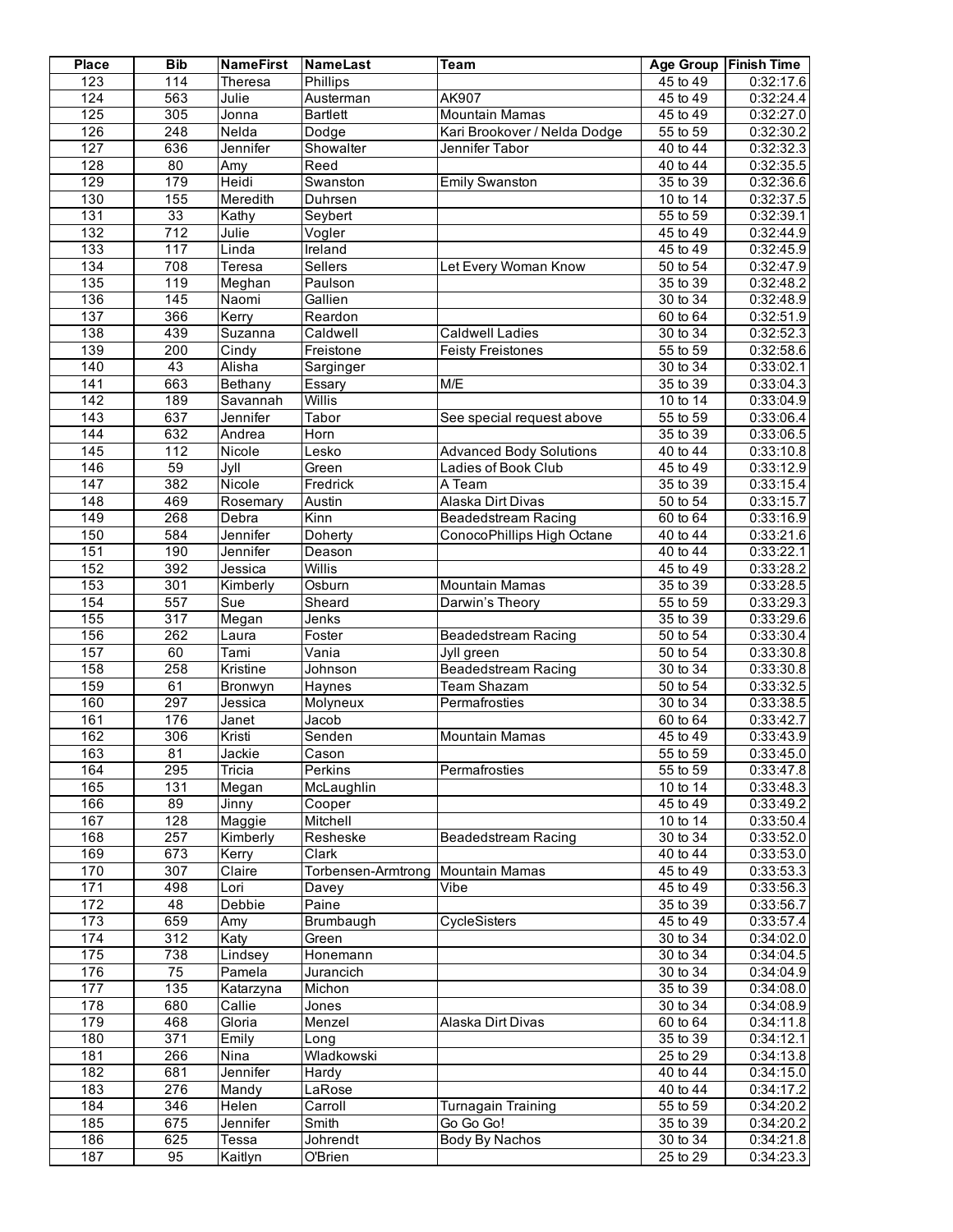| Place | Bib | NameFirst | NameLast | Team | Age Group | Finish Time |
|---|---|---|---|---|---|---|
| 123 | 114 | Theresa | Phillips | | 45 to 49 | 0:32:17.6 |
| 124 | 563 | Julie | Austerman | AK907 | 45 to 49 | 0:32:24.4 |
| 125 | 305 | Jonna | Bartlett | Mountain Mamas | 45 to 49 | 0:32:27.0 |
| 126 | 248 | Nelda | Dodge | Kari Brookover / Nelda Dodge | 55 to 59 | 0:32:30.2 |
| 127 | 636 | Jennifer | Showalter | Jennifer Tabor | 40 to 44 | 0:32:32.3 |
| 128 | 80 | Amy | Reed | | 40 to 44 | 0:32:35.5 |
| 129 | 179 | Heidi | Swanston | Emily Swanston | 35 to 39 | 0:32:36.6 |
| 130 | 155 | Meredith | Duhrsen | | 10 to 14 | 0:32:37.5 |
| 131 | 33 | Kathy | Seybert | | 55 to 59 | 0:32:39.1 |
| 132 | 712 | Julie | Vogler | | 45 to 49 | 0:32:44.9 |
| 133 | 117 | Linda | Ireland | | 45 to 49 | 0:32:45.9 |
| 134 | 708 | Teresa | Sellers | Let Every Woman Know | 50 to 54 | 0:32:47.9 |
| 135 | 119 | Meghan | Paulson | | 35 to 39 | 0:32:48.2 |
| 136 | 145 | Naomi | Gallien | | 30 to 34 | 0:32:48.9 |
| 137 | 366 | Kerry | Reardon | | 60 to 64 | 0:32:51.9 |
| 138 | 439 | Suzanna | Caldwell | Caldwell Ladies | 30 to 34 | 0:32:52.3 |
| 139 | 200 | Cindy | Freistone | Feisty Freistones | 55 to 59 | 0:32:58.6 |
| 140 | 43 | Alisha | Sarginger | | 30 to 34 | 0:33:02.1 |
| 141 | 663 | Bethany | Essary | M/E | 35 to 39 | 0:33:04.3 |
| 142 | 189 | Savannah | Willis | | 10 to 14 | 0:33:04.9 |
| 143 | 637 | Jennifer | Tabor | See special request above | 55 to 59 | 0:33:06.4 |
| 144 | 632 | Andrea | Horn | | 35 to 39 | 0:33:06.5 |
| 145 | 112 | Nicole | Lesko | Advanced Body Solutions | 40 to 44 | 0:33:10.8 |
| 146 | 59 | Jyll | Green | Ladies of Book Club | 45 to 49 | 0:33:12.9 |
| 147 | 382 | Nicole | Fredrick | A Team | 35 to 39 | 0:33:15.4 |
| 148 | 469 | Rosemary | Austin | Alaska Dirt Divas | 50 to 54 | 0:33:15.7 |
| 149 | 268 | Debra | Kinn | Beadedstream Racing | 60 to 64 | 0:33:16.9 |
| 150 | 584 | Jennifer | Doherty | ConocoPhillips High Octane | 40 to 44 | 0:33:21.6 |
| 151 | 190 | Jennifer | Deason | | 40 to 44 | 0:33:22.1 |
| 152 | 392 | Jessica | Willis | | 45 to 49 | 0:33:28.2 |
| 153 | 301 | Kimberly | Osburn | Mountain Mamas | 35 to 39 | 0:33:28.5 |
| 154 | 557 | Sue | Sheard | Darwin's Theory | 55 to 59 | 0:33:29.3 |
| 155 | 317 | Megan | Jenks | | 35 to 39 | 0:33:29.6 |
| 156 | 262 | Laura | Foster | Beadedstream Racing | 50 to 54 | 0:33:30.4 |
| 157 | 60 | Tami | Vania | Jyll green | 50 to 54 | 0:33:30.8 |
| 158 | 258 | Kristine | Johnson | Beadedstream Racing | 30 to 34 | 0:33:30.8 |
| 159 | 61 | Bronwyn | Haynes | Team Shazam | 50 to 54 | 0:33:32.5 |
| 160 | 297 | Jessica | Molyneux | Permafrosties | 30 to 34 | 0:33:38.5 |
| 161 | 176 | Janet | Jacob | | 60 to 64 | 0:33:42.7 |
| 162 | 306 | Kristi | Senden | Mountain Mamas | 45 to 49 | 0:33:43.9 |
| 163 | 81 | Jackie | Cason | | 55 to 59 | 0:33:45.0 |
| 164 | 295 | Tricia | Perkins | Permafrosties | 55 to 59 | 0:33:47.8 |
| 165 | 131 | Megan | McLaughlin | | 10 to 14 | 0:33:48.3 |
| 166 | 89 | Jinny | Cooper | | 45 to 49 | 0:33:49.2 |
| 167 | 128 | Maggie | Mitchell | | 10 to 14 | 0:33:50.4 |
| 168 | 257 | Kimberly | Resheske | Beadedstream Racing | 30 to 34 | 0:33:52.0 |
| 169 | 673 | Kerry | Clark | | 40 to 44 | 0:33:53.0 |
| 170 | 307 | Claire | Torbensen-Armtrong | Mountain Mamas | 45 to 49 | 0:33:53.3 |
| 171 | 498 | Lori | Davey | Vibe | 45 to 49 | 0:33:56.3 |
| 172 | 48 | Debbie | Paine | | 35 to 39 | 0:33:56.7 |
| 173 | 659 | Amy | Brumbaugh | CycleSisters | 45 to 49 | 0:33:57.4 |
| 174 | 312 | Katy | Green | | 30 to 34 | 0:34:02.0 |
| 175 | 738 | Lindsey | Honemann | | 30 to 34 | 0:34:04.5 |
| 176 | 75 | Pamela | Jurancich | | 30 to 34 | 0:34:04.9 |
| 177 | 135 | Katarzyna | Michon | | 35 to 39 | 0:34:08.0 |
| 178 | 680 | Callie | Jones | | 30 to 34 | 0:34:08.9 |
| 179 | 468 | Gloria | Menzel | Alaska Dirt Divas | 60 to 64 | 0:34:11.8 |
| 180 | 371 | Emily | Long | | 35 to 39 | 0:34:12.1 |
| 181 | 266 | Nina | Wladkowski | | 25 to 29 | 0:34:13.8 |
| 182 | 681 | Jennifer | Hardy | | 40 to 44 | 0:34:15.0 |
| 183 | 276 | Mandy | LaRose | | 40 to 44 | 0:34:17.2 |
| 184 | 346 | Helen | Carroll | Turnagain Training | 55 to 59 | 0:34:20.2 |
| 185 | 675 | Jennifer | Smith | Go Go Go! | 35 to 39 | 0:34:20.2 |
| 186 | 625 | Tessa | Johrendt | Body By Nachos | 30 to 34 | 0:34:21.8 |
| 187 | 95 | Kaitlyn | O'Brien | | 25 to 29 | 0:34:23.3 |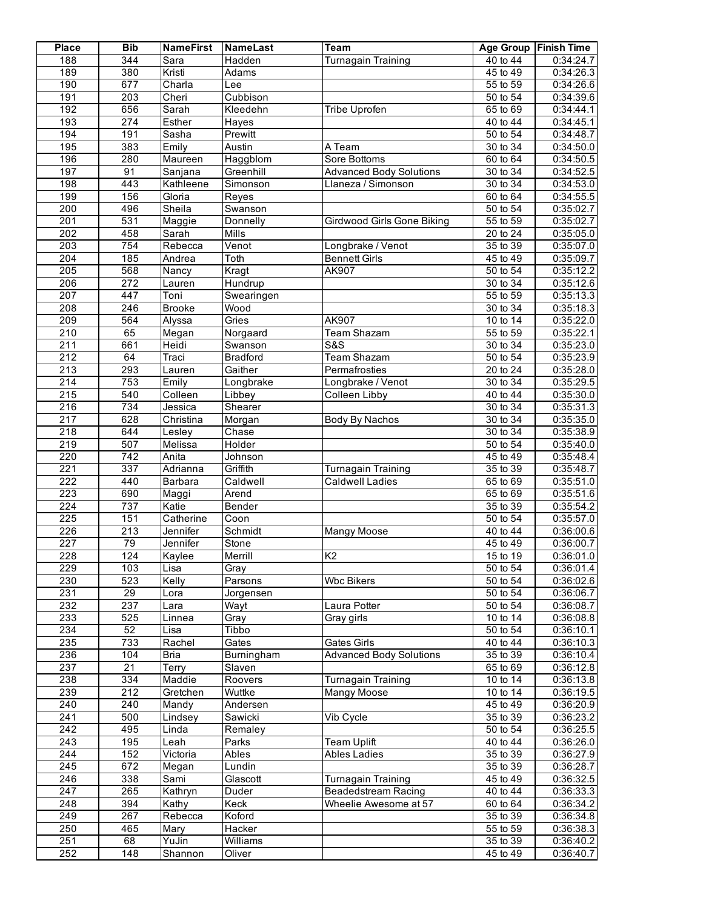| Place | Bib | NameFirst | NameLast | Team | Age Group | Finish Time |
|---|---|---|---|---|---|---|
| 188 | 344 | Sara | Hadden | Turnagain Training | 40 to 44 | 0:34:24.7 |
| 189 | 380 | Kristi | Adams | | 45 to 49 | 0:34:26.3 |
| 190 | 677 | Charla | Lee | | 55 to 59 | 0:34:26.6 |
| 191 | 203 | Cheri | Cubbison | | 50 to 54 | 0:34:39.6 |
| 192 | 656 | Sarah | Kleedehn | Tribe Uprofen | 65 to 69 | 0:34:44.1 |
| 193 | 274 | Esther | Hayes | | 40 to 44 | 0:34:45.1 |
| 194 | 191 | Sasha | Prewitt | | 50 to 54 | 0:34:48.7 |
| 195 | 383 | Emily | Austin | A Team | 30 to 34 | 0:34:50.0 |
| 196 | 280 | Maureen | Haggblom | Sore Bottoms | 60 to 64 | 0:34:50.5 |
| 197 | 91 | Sanjana | Greenhill | Advanced Body Solutions | 30 to 34 | 0:34:52.5 |
| 198 | 443 | Kathleene | Simonson | Llaneza / Simonson | 30 to 34 | 0:34:53.0 |
| 199 | 156 | Gloria | Reyes | | 60 to 64 | 0:34:55.5 |
| 200 | 496 | Sheila | Swanson | | 50 to 54 | 0:35:02.7 |
| 201 | 531 | Maggie | Donnelly | Girdwood Girls Gone Biking | 55 to 59 | 0:35:02.7 |
| 202 | 458 | Sarah | Mills | | 20 to 24 | 0:35:05.0 |
| 203 | 754 | Rebecca | Venot | Longbrake / Venot | 35 to 39 | 0:35:07.0 |
| 204 | 185 | Andrea | Toth | Bennett Girls | 45 to 49 | 0:35:09.7 |
| 205 | 568 | Nancy | Kragt | AK907 | 50 to 54 | 0:35:12.2 |
| 206 | 272 | Lauren | Hundrup | | 30 to 34 | 0:35:12.6 |
| 207 | 447 | Toni | Swearingen | | 55 to 59 | 0:35:13.3 |
| 208 | 246 | Brooke | Wood | | 30 to 34 | 0:35:18.3 |
| 209 | 564 | Alyssa | Gries | AK907 | 10 to 14 | 0:35:22.0 |
| 210 | 65 | Megan | Norgaard | Team Shazam | 55 to 59 | 0:35:22.1 |
| 211 | 661 | Heidi | Swanson | S&S | 30 to 34 | 0:35:23.0 |
| 212 | 64 | Traci | Bradford | Team Shazam | 50 to 54 | 0:35:23.9 |
| 213 | 293 | Lauren | Gaither | Permafrosties | 20 to 24 | 0:35:28.0 |
| 214 | 753 | Emily | Longbrake | Longbrake / Venot | 30 to 34 | 0:35:29.5 |
| 215 | 540 | Colleen | Libbey | Colleen Libby | 40 to 44 | 0:35:30.0 |
| 216 | 734 | Jessica | Shearer | | 30 to 34 | 0:35:31.3 |
| 217 | 628 | Christina | Morgan | Body By Nachos | 30 to 34 | 0:35:35.0 |
| 218 | 644 | Lesley | Chase | | 30 to 34 | 0:35:38.9 |
| 219 | 507 | Melissa | Holder | | 50 to 54 | 0:35:40.0 |
| 220 | 742 | Anita | Johnson | | 45 to 49 | 0:35:48.4 |
| 221 | 337 | Adrianna | Griffith | Turnagain Training | 35 to 39 | 0:35:48.7 |
| 222 | 440 | Barbara | Caldwell | Caldwell Ladies | 65 to 69 | 0:35:51.0 |
| 223 | 690 | Maggi | Arend | | 65 to 69 | 0:35:51.6 |
| 224 | 737 | Katie | Bender | | 35 to 39 | 0:35:54.2 |
| 225 | 151 | Catherine | Coon | | 50 to 54 | 0:35:57.0 |
| 226 | 213 | Jennifer | Schmidt | Mangy Moose | 40 to 44 | 0:36:00.6 |
| 227 | 79 | Jennifer | Stone | | 45 to 49 | 0:36:00.7 |
| 228 | 124 | Kaylee | Merrill | K2 | 15 to 19 | 0:36:01.0 |
| 229 | 103 | Lisa | Gray | | 50 to 54 | 0:36:01.4 |
| 230 | 523 | Kelly | Parsons | Wbc Bikers | 50 to 54 | 0:36:02.6 |
| 231 | 29 | Lora | Jorgensen | | 50 to 54 | 0:36:06.7 |
| 232 | 237 | Lara | Wayt | Laura Potter | 50 to 54 | 0:36:08.7 |
| 233 | 525 | Linnea | Gray | Gray girls | 10 to 14 | 0:36:08.8 |
| 234 | 52 | Lisa | Tibbo | | 50 to 54 | 0:36:10.1 |
| 235 | 733 | Rachel | Gates | Gates Girls | 40 to 44 | 0:36:10.3 |
| 236 | 104 | Bria | Burningham | Advanced Body Solutions | 35 to 39 | 0:36:10.4 |
| 237 | 21 | Terry | Slaven | | 65 to 69 | 0:36:12.8 |
| 238 | 334 | Maddie | Roovers | Turnagain Training | 10 to 14 | 0:36:13.8 |
| 239 | 212 | Gretchen | Wuttke | Mangy Moose | 10 to 14 | 0:36:19.5 |
| 240 | 240 | Mandy | Andersen | | 45 to 49 | 0:36:20.9 |
| 241 | 500 | Lindsey | Sawicki | Vib Cycle | 35 to 39 | 0:36:23.2 |
| 242 | 495 | Linda | Remaley | | 50 to 54 | 0:36:25.5 |
| 243 | 195 | Leah | Parks | Team Uplift | 40 to 44 | 0:36:26.0 |
| 244 | 152 | Victoria | Ables | Ables Ladies | 35 to 39 | 0:36:27.9 |
| 245 | 672 | Megan | Lundin | | 35 to 39 | 0:36:28.7 |
| 246 | 338 | Sami | Glascott | Turnagain Training | 45 to 49 | 0:36:32.5 |
| 247 | 265 | Kathryn | Duder | Beadedstream Racing | 40 to 44 | 0:36:33.3 |
| 248 | 394 | Kathy | Keck | Wheelie Awesome at 57 | 60 to 64 | 0:36:34.2 |
| 249 | 267 | Rebecca | Koford | | 35 to 39 | 0:36:34.8 |
| 250 | 465 | Mary | Hacker | | 55 to 59 | 0:36:38.3 |
| 251 | 68 | YuJin | Williams | | 35 to 39 | 0:36:40.2 |
| 252 | 148 | Shannon | Oliver | | 45 to 49 | 0:36:40.7 |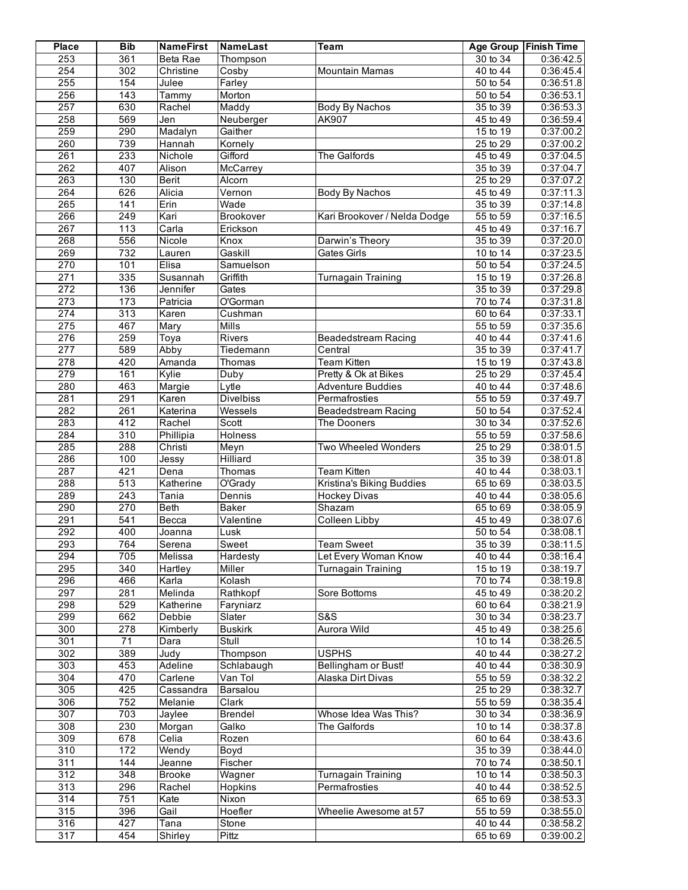| Place | Bib | NameFirst | NameLast | Team | Age Group | Finish Time |
|---|---|---|---|---|---|---|
| 253 | 361 | Beta Rae | Thompson | | 30 to 34 | 0:36:42.5 |
| 254 | 302 | Christine | Cosby | Mountain Mamas | 40 to 44 | 0:36:45.4 |
| 255 | 154 | Julee | Farley | | 50 to 54 | 0:36:51.8 |
| 256 | 143 | Tammy | Morton | | 50 to 54 | 0:36:53.1 |
| 257 | 630 | Rachel | Maddy | Body By Nachos | 35 to 39 | 0:36:53.3 |
| 258 | 569 | Jen | Neuberger | AK907 | 45 to 49 | 0:36:59.4 |
| 259 | 290 | Madalyn | Gaither | | 15 to 19 | 0:37:00.2 |
| 260 | 739 | Hannah | Kornely | | 25 to 29 | 0:37:00.2 |
| 261 | 233 | Nichole | Gifford | The Galfords | 45 to 49 | 0:37:04.5 |
| 262 | 407 | Alison | McCarrey | | 35 to 39 | 0:37:04.7 |
| 263 | 130 | Berit | Alcorn | | 25 to 29 | 0:37:07.2 |
| 264 | 626 | Alicia | Vernon | Body By Nachos | 45 to 49 | 0:37:11.3 |
| 265 | 141 | Erin | Wade | | 35 to 39 | 0:37:14.8 |
| 266 | 249 | Kari | Brookover | Kari Brookover / Nelda Dodge | 55 to 59 | 0:37:16.5 |
| 267 | 113 | Carla | Erickson | | 45 to 49 | 0:37:16.7 |
| 268 | 556 | Nicole | Knox | Darwin's Theory | 35 to 39 | 0:37:20.0 |
| 269 | 732 | Lauren | Gaskill | Gates Girls | 10 to 14 | 0:37:23.5 |
| 270 | 101 | Elisa | Samuelson | | 50 to 54 | 0:37:24.5 |
| 271 | 335 | Susannah | Griffith | Turnagain Training | 15 to 19 | 0:37:26.8 |
| 272 | 136 | Jennifer | Gates | | 35 to 39 | 0:37:29.8 |
| 273 | 173 | Patricia | O'Gorman | | 70 to 74 | 0:37:31.8 |
| 274 | 313 | Karen | Cushman | | 60 to 64 | 0:37:33.1 |
| 275 | 467 | Mary | Mills | | 55 to 59 | 0:37:35.6 |
| 276 | 259 | Toya | Rivers | Beadedstream Racing | 40 to 44 | 0:37:41.6 |
| 277 | 589 | Abby | Tiedemann | Central | 35 to 39 | 0:37:41.7 |
| 278 | 420 | Amanda | Thomas | Team Kitten | 15 to 19 | 0:37:43.8 |
| 279 | 161 | Kylie | Duby | Pretty & Ok at Bikes | 25 to 29 | 0:37:45.4 |
| 280 | 463 | Margie | Lytle | Adventure Buddies | 40 to 44 | 0:37:48.6 |
| 281 | 291 | Karen | Divelbiss | Permafrosties | 55 to 59 | 0:37:49.7 |
| 282 | 261 | Katerina | Wessels | Beadedstream Racing | 50 to 54 | 0:37:52.4 |
| 283 | 412 | Rachel | Scott | The Dooners | 30 to 34 | 0:37:52.6 |
| 284 | 310 | Phillipia | Holness | | 55 to 59 | 0:37:58.6 |
| 285 | 288 | Christi | Meyn | Two Wheeled Wonders | 25 to 29 | 0:38:01.5 |
| 286 | 100 | Jessy | Hilliard | | 35 to 39 | 0:38:01.8 |
| 287 | 421 | Dena | Thomas | Team Kitten | 40 to 44 | 0:38:03.1 |
| 288 | 513 | Katherine | O'Grady | Kristina's Biking Buddies | 65 to 69 | 0:38:03.5 |
| 289 | 243 | Tania | Dennis | Hockey Divas | 40 to 44 | 0:38:05.6 |
| 290 | 270 | Beth | Baker | Shazam | 65 to 69 | 0:38:05.9 |
| 291 | 541 | Becca | Valentine | Colleen Libby | 45 to 49 | 0:38:07.6 |
| 292 | 400 | Joanna | Lusk | | 50 to 54 | 0:38:08.1 |
| 293 | 764 | Serena | Sweet | Team Sweet | 35 to 39 | 0:38:11.5 |
| 294 | 705 | Melissa | Hardesty | Let Every Woman Know | 40 to 44 | 0:38:16.4 |
| 295 | 340 | Hartley | Miller | Turnagain Training | 15 to 19 | 0:38:19.7 |
| 296 | 466 | Karla | Kolash | | 70 to 74 | 0:38:19.8 |
| 297 | 281 | Melinda | Rathkopf | Sore Bottoms | 45 to 49 | 0:38:20.2 |
| 298 | 529 | Katherine | Faryniarz | | 60 to 64 | 0:38:21.9 |
| 299 | 662 | Debbie | Slater | S&S | 30 to 34 | 0:38:23.7 |
| 300 | 278 | Kimberly | Buskirk | Aurora Wild | 45 to 49 | 0:38:25.6 |
| 301 | 71 | Dara | Stull | | 10 to 14 | 0:38:26.5 |
| 302 | 389 | Judy | Thompson | USPHS | 40 to 44 | 0:38:27.2 |
| 303 | 453 | Adeline | Schlabaugh | Bellingham or Bust! | 40 to 44 | 0:38:30.9 |
| 304 | 470 | Carlene | Van Tol | Alaska Dirt Divas | 55 to 59 | 0:38:32.2 |
| 305 | 425 | Cassandra | Barsalou | | 25 to 29 | 0:38:32.7 |
| 306 | 752 | Melanie | Clark | | 55 to 59 | 0:38:35.4 |
| 307 | 703 | Jaylee | Brendel | Whose Idea Was This? | 30 to 34 | 0:38:36.9 |
| 308 | 230 | Morgan | Galko | The Galfords | 10 to 14 | 0:38:37.8 |
| 309 | 678 | Celia | Rozen | | 60 to 64 | 0:38:43.6 |
| 310 | 172 | Wendy | Boyd | | 35 to 39 | 0:38:44.0 |
| 311 | 144 | Jeanne | Fischer | | 70 to 74 | 0:38:50.1 |
| 312 | 348 | Brooke | Wagner | Turnagain Training | 10 to 14 | 0:38:50.3 |
| 313 | 296 | Rachel | Hopkins | Permafrosties | 40 to 44 | 0:38:52.5 |
| 314 | 751 | Kate | Nixon | | 65 to 69 | 0:38:53.3 |
| 315 | 396 | Gail | Hoefler | Wheelie Awesome at 57 | 55 to 59 | 0:38:55.0 |
| 316 | 427 | Tana | Stone | | 40 to 44 | 0:38:58.2 |
| 317 | 454 | Shirley | Pittz | | 65 to 69 | 0:39:00.2 |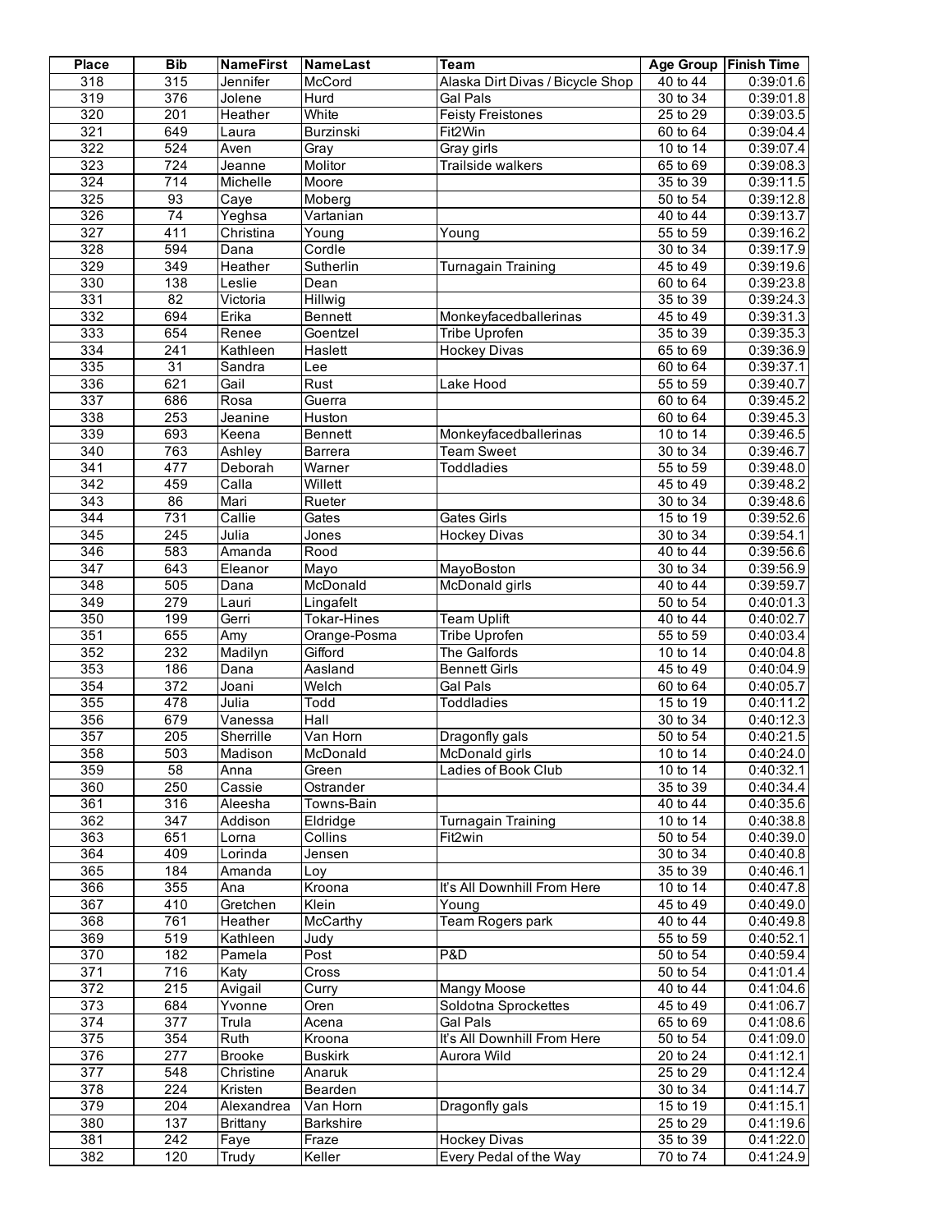| Place | Bib | NameFirst | NameLast | Team | Age Group | Finish Time |
|---|---|---|---|---|---|---|
| 318 | 315 | Jennifer | McCord | Alaska Dirt Divas / Bicycle Shop | 40 to 44 | 0:39:01.6 |
| 319 | 376 | Jolene | Hurd | Gal Pals | 30 to 34 | 0:39:01.8 |
| 320 | 201 | Heather | White | Feisty Freistones | 25 to 29 | 0:39:03.5 |
| 321 | 649 | Laura | Burzinski | Fit2Win | 60 to 64 | 0:39:04.4 |
| 322 | 524 | Aven | Gray | Gray girls | 10 to 14 | 0:39:07.4 |
| 323 | 724 | Jeanne | Molitor | Trailside walkers | 65 to 69 | 0:39:08.3 |
| 324 | 714 | Michelle | Moore | | 35 to 39 | 0:39:11.5 |
| 325 | 93 | Caye | Moberg | | 50 to 54 | 0:39:12.8 |
| 326 | 74 | Yeghsa | Vartanian | | 40 to 44 | 0:39:13.7 |
| 327 | 411 | Christina | Young | Young | 55 to 59 | 0:39:16.2 |
| 328 | 594 | Dana | Cordle | | 30 to 34 | 0:39:17.9 |
| 329 | 349 | Heather | Sutherlin | Turnagain Training | 45 to 49 | 0:39:19.6 |
| 330 | 138 | Leslie | Dean | | 60 to 64 | 0:39:23.8 |
| 331 | 82 | Victoria | Hillwig | | 35 to 39 | 0:39:24.3 |
| 332 | 694 | Erika | Bennett | Monkeyfacedballerinas | 45 to 49 | 0:39:31.3 |
| 333 | 654 | Renee | Goentzel | Tribe Uprofen | 35 to 39 | 0:39:35.3 |
| 334 | 241 | Kathleen | Haslett | Hockey Divas | 65 to 69 | 0:39:36.9 |
| 335 | 31 | Sandra | Lee | | 60 to 64 | 0:39:37.1 |
| 336 | 621 | Gail | Rust | Lake Hood | 55 to 59 | 0:39:40.7 |
| 337 | 686 | Rosa | Guerra | | 60 to 64 | 0:39:45.2 |
| 338 | 253 | Jeanine | Huston | | 60 to 64 | 0:39:45.3 |
| 339 | 693 | Keena | Bennett | Monkeyfacedballerinas | 10 to 14 | 0:39:46.5 |
| 340 | 763 | Ashley | Barrera | Team Sweet | 30 to 34 | 0:39:46.7 |
| 341 | 477 | Deborah | Warner | Toddladies | 55 to 59 | 0:39:48.0 |
| 342 | 459 | Calla | Willett | | 45 to 49 | 0:39:48.2 |
| 343 | 86 | Mari | Rueter | | 30 to 34 | 0:39:48.6 |
| 344 | 731 | Callie | Gates | Gates Girls | 15 to 19 | 0:39:52.6 |
| 345 | 245 | Julia | Jones | Hockey Divas | 30 to 34 | 0:39:54.1 |
| 346 | 583 | Amanda | Rood | | 40 to 44 | 0:39:56.6 |
| 347 | 643 | Eleanor | Mayo | MayoBoston | 30 to 34 | 0:39:56.9 |
| 348 | 505 | Dana | McDonald | McDonald girls | 40 to 44 | 0:39:59.7 |
| 349 | 279 | Lauri | Lingafelt | | 50 to 54 | 0:40:01.3 |
| 350 | 199 | Gerri | Tokar-Hines | Team Uplift | 40 to 44 | 0:40:02.7 |
| 351 | 655 | Amy | Orange-Posma | Tribe Uprofen | 55 to 59 | 0:40:03.4 |
| 352 | 232 | Madilyn | Gifford | The Galfords | 10 to 14 | 0:40:04.8 |
| 353 | 186 | Dana | Aasland | Bennett Girls | 45 to 49 | 0:40:04.9 |
| 354 | 372 | Joani | Welch | Gal Pals | 60 to 64 | 0:40:05.7 |
| 355 | 478 | Julia | Todd | Toddladies | 15 to 19 | 0:40:11.2 |
| 356 | 679 | Vanessa | Hall | | 30 to 34 | 0:40:12.3 |
| 357 | 205 | Sherrille | Van Horn | Dragonfly gals | 50 to 54 | 0:40:21.5 |
| 358 | 503 | Madison | McDonald | McDonald girls | 10 to 14 | 0:40:24.0 |
| 359 | 58 | Anna | Green | Ladies of Book Club | 10 to 14 | 0:40:32.1 |
| 360 | 250 | Cassie | Ostrander | | 35 to 39 | 0:40:34.4 |
| 361 | 316 | Aleesha | Towns-Bain | | 40 to 44 | 0:40:35.6 |
| 362 | 347 | Addison | Eldridge | Turnagain Training | 10 to 14 | 0:40:38.8 |
| 363 | 651 | Lorna | Collins | Fit2win | 50 to 54 | 0:40:39.0 |
| 364 | 409 | Lorinda | Jensen | | 30 to 34 | 0:40:40.8 |
| 365 | 184 | Amanda | Loy | | 35 to 39 | 0:40:46.1 |
| 366 | 355 | Ana | Kroona | It's All Downhill From Here | 10 to 14 | 0:40:47.8 |
| 367 | 410 | Gretchen | Klein | Young | 45 to 49 | 0:40:49.0 |
| 368 | 761 | Heather | McCarthy | Team Rogers park | 40 to 44 | 0:40:49.8 |
| 369 | 519 | Kathleen | Judy | | 55 to 59 | 0:40:52.1 |
| 370 | 182 | Pamela | Post | P&D | 50 to 54 | 0:40:59.4 |
| 371 | 716 | Katy | Cross | | 50 to 54 | 0:41:01.4 |
| 372 | 215 | Avigail | Curry | Mangy Moose | 40 to 44 | 0:41:04.6 |
| 373 | 684 | Yvonne | Oren | Soldotna Sprockettes | 45 to 49 | 0:41:06.7 |
| 374 | 377 | Trula | Acena | Gal Pals | 65 to 69 | 0:41:08.6 |
| 375 | 354 | Ruth | Kroona | It's All Downhill From Here | 50 to 54 | 0:41:09.0 |
| 376 | 277 | Brooke | Buskirk | Aurora Wild | 20 to 24 | 0:41:12.1 |
| 377 | 548 | Christine | Anaruk | | 25 to 29 | 0:41:12.4 |
| 378 | 224 | Kristen | Bearden | | 30 to 34 | 0:41:14.7 |
| 379 | 204 | Alexandrea | Van Horn | Dragonfly gals | 15 to 19 | 0:41:15.1 |
| 380 | 137 | Brittany | Barkshire | | 25 to 29 | 0:41:19.6 |
| 381 | 242 | Faye | Fraze | Hockey Divas | 35 to 39 | 0:41:22.0 |
| 382 | 120 | Trudy | Keller | Every Pedal of the Way | 70 to 74 | 0:41:24.9 |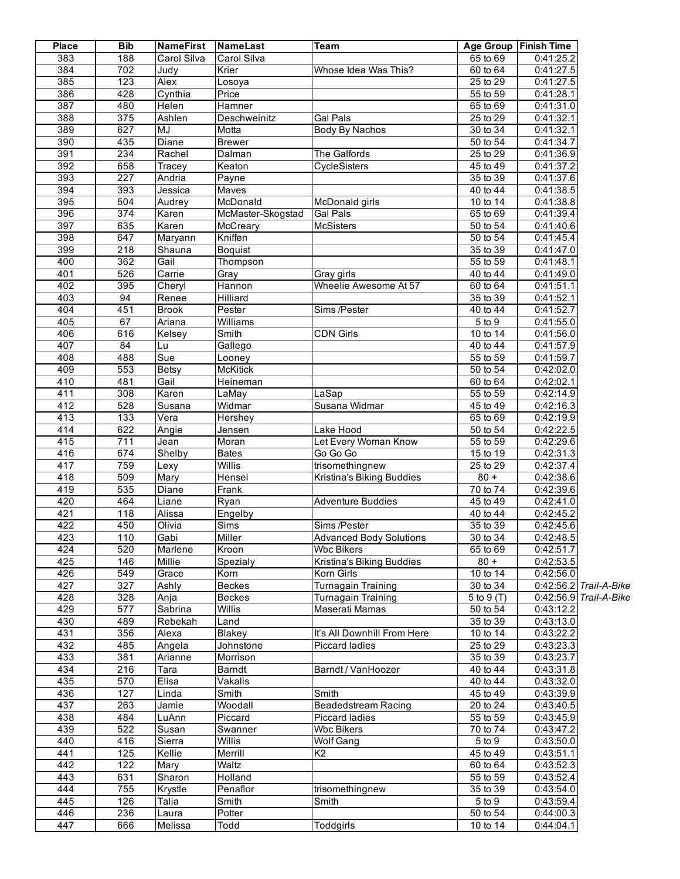| Place | Bib | NameFirst | NameLast | Team | Age Group | Finish Time | |
|---|---|---|---|---|---|---|---|
| 383 | 188 | Carol Silva | Carol Silva | | 65 to 69 | 0:41:25.2 | |
| 384 | 702 | Judy | Krier | Whose Idea Was This? | 60 to 64 | 0:41:27.5 | |
| 385 | 123 | Alex | Losoya | | 25 to 29 | 0:41:27.5 | |
| 386 | 428 | Cynthia | Price | | 55 to 59 | 0:41:28.1 | |
| 387 | 480 | Helen | Hamner | | 65 to 69 | 0:41:31.0 | |
| 388 | 375 | Ashlen | Deschweinitz | Gal Pals | 25 to 29 | 0:41:32.1 | |
| 389 | 627 | MJ | Motta | Body By Nachos | 30 to 34 | 0:41:32.1 | |
| 390 | 435 | Diane | Brewer | | 50 to 54 | 0:41:34.7 | |
| 391 | 234 | Rachel | Dalman | The Galfords | 25 to 29 | 0:41:36.9 | |
| 392 | 658 | Tracey | Keaton | CycleSisters | 45 to 49 | 0:41:37.2 | |
| 393 | 227 | Andria | Payne | | 35 to 39 | 0:41:37.6 | |
| 394 | 393 | Jessica | Maves | | 40 to 44 | 0:41:38.5 | |
| 395 | 504 | Audrey | McDonald | McDonald girls | 10 to 14 | 0:41:38.8 | |
| 396 | 374 | Karen | McMaster-Skogstad | Gal Pals | 65 to 69 | 0:41:39.4 | |
| 397 | 635 | Karen | McCreary | McSisters | 50 to 54 | 0:41:40.6 | |
| 398 | 647 | Maryann | Kniffen | | 50 to 54 | 0:41:45.4 | |
| 399 | 218 | Shauna | Boquist | | 35 to 39 | 0:41:47.0 | |
| 400 | 362 | Gail | Thompson | | 55 to 59 | 0:41:48.1 | |
| 401 | 526 | Carrie | Gray | Gray girls | 40 to 44 | 0:41:49.0 | |
| 402 | 395 | Cheryl | Hannon | Wheelie Awesome At 57 | 60 to 64 | 0:41:51.1 | |
| 403 | 94 | Renee | Hilliard | | 35 to 39 | 0:41:52.1 | |
| 404 | 451 | Brook | Pester | Sims /Pester | 40 to 44 | 0:41:52.7 | |
| 405 | 67 | Ariana | Williams | | 5 to 9 | 0:41:55.0 | |
| 406 | 616 | Kelsey | Smith | CDN Girls | 10 to 14 | 0:41:56.0 | |
| 407 | 84 | Lu | Gallego | | 40 to 44 | 0:41:57.9 | |
| 408 | 488 | Sue | Looney | | 55 to 59 | 0:41:59.7 | |
| 409 | 553 | Betsy | McKitick | | 50 to 54 | 0:42:02.0 | |
| 410 | 481 | Gail | Heineman | | 60 to 64 | 0:42:02.1 | |
| 411 | 308 | Karen | LaMay | LaSap | 55 to 59 | 0:42:14.9 | |
| 412 | 528 | Susana | Widmar | Susana Widmar | 45 to 49 | 0:42:16.3 | |
| 413 | 133 | Vera | Hershey | | 65 to 69 | 0:42:19.9 | |
| 414 | 622 | Angie | Jensen | Lake Hood | 50 to 54 | 0:42:22.5 | |
| 415 | 711 | Jean | Moran | Let Every Woman Know | 55 to 59 | 0:42:29.6 | |
| 416 | 674 | Shelby | Bates | Go Go Go | 15 to 19 | 0:42:31.3 | |
| 417 | 759 | Lexy | Willis | trisomethingnew | 25 to 29 | 0:42:37.4 | |
| 418 | 509 | Mary | Hensel | Kristina's Biking Buddies | 80 + | 0:42:38.6 | |
| 419 | 535 | Diane | Frank | | 70 to 74 | 0:42:39.6 | |
| 420 | 464 | Liane | Ryan | Adventure Buddies | 45 to 49 | 0:42:41.0 | |
| 421 | 118 | Alissa | Engelby | | 40 to 44 | 0:42:45.2 | |
| 422 | 450 | Olivia | Sims | Sims /Pester | 35 to 39 | 0:42:45.6 | |
| 423 | 110 | Gabi | Miller | Advanced Body Solutions | 30 to 34 | 0:42:48.5 | |
| 424 | 520 | Marlene | Kroon | Wbc Bikers | 65 to 69 | 0:42:51.7 | |
| 425 | 146 | Millie | Spezialy | Kristina's Biking Buddies | 80 + | 0:42:53.5 | |
| 426 | 549 | Grace | Korn | Korn Girls | 10 to 14 | 0:42:56.0 | |
| 427 | 327 | Ashly | Beckes | Turnagain Training | 30 to 34 | 0:42:56.2 | *Trail-A-Bike* |
| 428 | 328 | Anja | Beckes | Turnagain Training | 5 to 9 (T) | 0:42:56.9 | *Trail-A-Bike* |
| 429 | 577 | Sabrina | Willis | Maserati Mamas | 50 to 54 | 0:43:12.2 | |
| 430 | 489 | Rebekah | Land | | 35 to 39 | 0:43:13.0 | |
| 431 | 356 | Alexa | Blakey | It's All Downhill From Here | 10 to 14 | 0:43:22.2 | |
| 432 | 485 | Angela | Johnstone | Piccard ladies | 25 to 29 | 0:43:23.3 | |
| 433 | 381 | Arianne | Morrison | | 35 to 39 | 0:43:23.7 | |
| 434 | 216 | Tara | Barndt | Barndt / VanHoozer | 40 to 44 | 0:43:31.8 | |
| 435 | 570 | Elisa | Vakalis | | 40 to 44 | 0:43:32.0 | |
| 436 | 127 | Linda | Smith | Smith | 45 to 49 | 0:43:39.9 | |
| 437 | 263 | Jamie | Woodall | Beadedstream Racing | 20 to 24 | 0:43:40.5 | |
| 438 | 484 | LuAnn | Piccard | Piccard ladies | 55 to 59 | 0:43:45.9 | |
| 439 | 522 | Susan | Swanner | Wbc Bikers | 70 to 74 | 0:43:47.2 | |
| 440 | 416 | Sierra | Willis | Wolf Gang | 5 to 9 | 0:43:50.0 | |
| 441 | 125 | Kellie | Merrill | K2 | 45 to 49 | 0:43:51.1 | |
| 442 | 122 | Mary | Waltz | | 60 to 64 | 0:43:52.3 | |
| 443 | 631 | Sharon | Holland | | 55 to 59 | 0:43:52.4 | |
| 444 | 755 | Krystle | Penaflor | trisomethingnew | 35 to 39 | 0:43:54.0 | |
| 445 | 126 | Talia | Smith | Smith | 5 to 9 | 0:43:59.4 | |
| 446 | 236 | Laura | Potter | | 50 to 54 | 0:44:00.3 | |
| 447 | 666 | Melissa | Todd | Toddgirls | 10 to 14 | 0:44:04.1 | |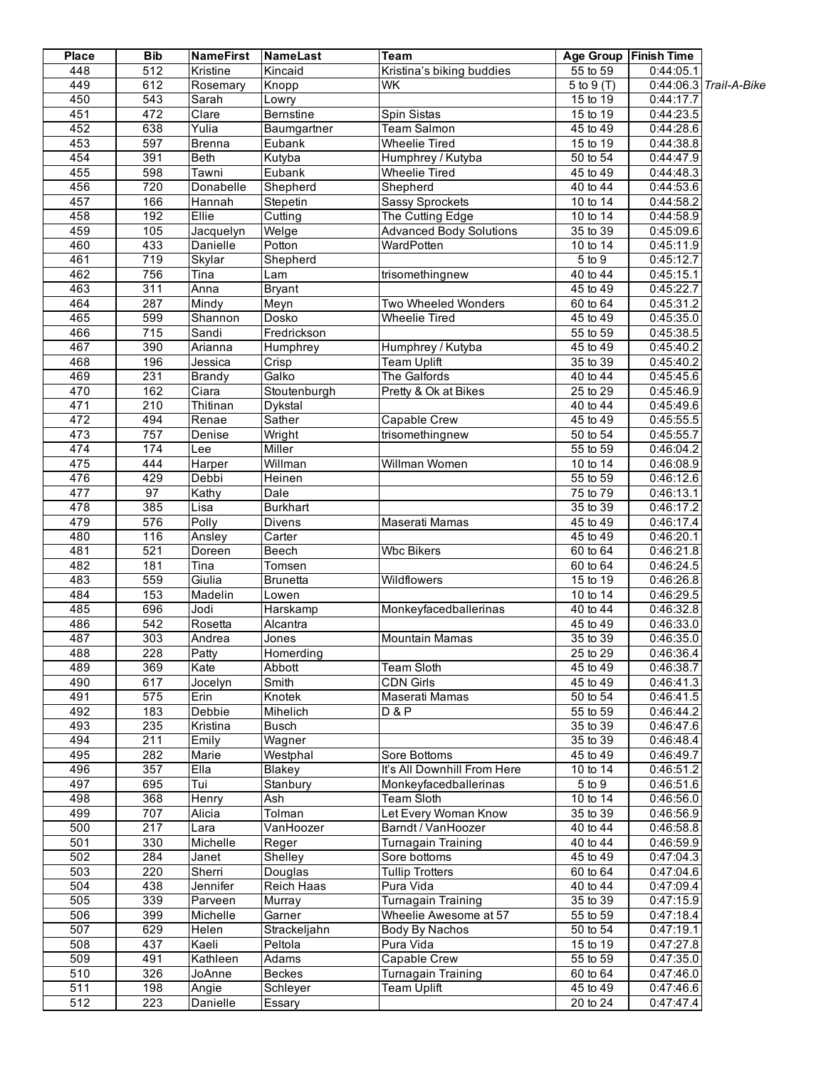| Place | Bib | NameFirst | NameLast | Team | Age Group | Finish Time | |
|---|---|---|---|---|---|---|---|
| 448 | 512 | Kristine | Kincaid | Kristina's biking buddies | 55 to 59 | 0:44:05.1 | |
| 449 | 612 | Rosemary | Knopp | WK | 5 to 9 (T) | 0:44:06.3 | *Trail-A-Bike* |
| 450 | 543 | Sarah | Lowry | | 15 to 19 | 0:44:17.7 | |
| 451 | 472 | Clare | Bernstine | Spin Sistas | 15 to 19 | 0:44:23.5 | |
| 452 | 638 | Yulia | Baumgartner | Team Salmon | 45 to 49 | 0:44:28.6 | |
| 453 | 597 | Brenna | Eubank | Wheelie Tired | 15 to 19 | 0:44:38.8 | |
| 454 | 391 | Beth | Kutyba | Humphrey / Kutyba | 50 to 54 | 0:44:47.9 | |
| 455 | 598 | Tawni | Eubank | Wheelie Tired | 45 to 49 | 0:44:48.3 | |
| 456 | 720 | Donabelle | Shepherd | Shepherd | 40 to 44 | 0:44:53.6 | |
| 457 | 166 | Hannah | Stepetin | Sassy Sprockets | 10 to 14 | 0:44:58.2 | |
| 458 | 192 | Ellie | Cutting | The Cutting Edge | 10 to 14 | 0:44:58.9 | |
| 459 | 105 | Jacquelyn | Welge | Advanced Body Solutions | 35 to 39 | 0:45:09.6 | |
| 460 | 433 | Danielle | Potton | WardPotten | 10 to 14 | 0:45:11.9 | |
| 461 | 719 | Skylar | Shepherd | | 5 to 9 | 0:45:12.7 | |
| 462 | 756 | Tina | Lam | trisomethingnew | 40 to 44 | 0:45:15.1 | |
| 463 | 311 | Anna | Bryant | | 45 to 49 | 0:45:22.7 | |
| 464 | 287 | Mindy | Meyn | Two Wheeled Wonders | 60 to 64 | 0:45:31.2 | |
| 465 | 599 | Shannon | Dosko | Wheelie Tired | 45 to 49 | 0:45:35.0 | |
| 466 | 715 | Sandi | Fredrickson | | 55 to 59 | 0:45:38.5 | |
| 467 | 390 | Arianna | Humphrey | Humphrey / Kutyba | 45 to 49 | 0:45:40.2 | |
| 468 | 196 | Jessica | Crisp | Team Uplift | 35 to 39 | 0:45:40.2 | |
| 469 | 231 | Brandy | Galko | The Galfords | 40 to 44 | 0:45:45.6 | |
| 470 | 162 | Ciara | Stoutenburgh | Pretty & Ok at Bikes | 25 to 29 | 0:45:46.9 | |
| 471 | 210 | Thitinan | Dykstal | | 40 to 44 | 0:45:49.6 | |
| 472 | 494 | Renae | Sather | Capable Crew | 45 to 49 | 0:45:55.5 | |
| 473 | 757 | Denise | Wright | trisomethingnew | 50 to 54 | 0:45:55.7 | |
| 474 | 174 | Lee | Miller | | 55 to 59 | 0:46:04.2 | |
| 475 | 444 | Harper | Willman | Willman Women | 10 to 14 | 0:46:08.9 | |
| 476 | 429 | Debbi | Heinen | | 55 to 59 | 0:46:12.6 | |
| 477 | 97 | Kathy | Dale | | 75 to 79 | 0:46:13.1 | |
| 478 | 385 | Lisa | Burkhart | | 35 to 39 | 0:46:17.2 | |
| 479 | 576 | Polly | Divens | Maserati Mamas | 45 to 49 | 0:46:17.4 | |
| 480 | 116 | Ansley | Carter | | 45 to 49 | 0:46:20.1 | |
| 481 | 521 | Doreen | Beech | Wbc Bikers | 60 to 64 | 0:46:21.8 | |
| 482 | 181 | Tina | Tomsen | | 60 to 64 | 0:46:24.5 | |
| 483 | 559 | Giulia | Brunetta | Wildflowers | 15 to 19 | 0:46:26.8 | |
| 484 | 153 | Madelin | Lowen | | 10 to 14 | 0:46:29.5 | |
| 485 | 696 | Jodi | Harskamp | Monkeyfacedballerinas | 40 to 44 | 0:46:32.8 | |
| 486 | 542 | Rosetta | Alcantra | | 45 to 49 | 0:46:33.0 | |
| 487 | 303 | Andrea | Jones | Mountain Mamas | 35 to 39 | 0:46:35.0 | |
| 488 | 228 | Patty | Homerding | | 25 to 29 | 0:46:36.4 | |
| 489 | 369 | Kate | Abbott | Team Sloth | 45 to 49 | 0:46:38.7 | |
| 490 | 617 | Jocelyn | Smith | CDN Girls | 45 to 49 | 0:46:41.3 | |
| 491 | 575 | Erin | Knotek | Maserati Mamas | 50 to 54 | 0:46:41.5 | |
| 492 | 183 | Debbie | Mihelich | D & P | 55 to 59 | 0:46:44.2 | |
| 493 | 235 | Kristina | Busch | | 35 to 39 | 0:46:47.6 | |
| 494 | 211 | Emily | Wagner | | 35 to 39 | 0:46:48.4 | |
| 495 | 282 | Marie | Westphal | Sore Bottoms | 45 to 49 | 0:46:49.7 | |
| 496 | 357 | Ella | Blakey | It's All Downhill From Here | 10 to 14 | 0:46:51.2 | |
| 497 | 695 | Tui | Stanbury | Monkeyfacedballerinas | 5 to 9 | 0:46:51.6 | |
| 498 | 368 | Henry | Ash | Team Sloth | 10 to 14 | 0:46:56.0 | |
| 499 | 707 | Alicia | Tolman | Let Every Woman Know | 35 to 39 | 0:46:56.9 | |
| 500 | 217 | Lara | VanHoozer | Barndt / VanHoozer | 40 to 44 | 0:46:58.8 | |
| 501 | 330 | Michelle | Reger | Turnagain Training | 40 to 44 | 0:46:59.9 | |
| 502 | 284 | Janet | Shelley | Sore bottoms | 45 to 49 | 0:47:04.3 | |
| 503 | 220 | Sherri | Douglas | Tullip Trotters | 60 to 64 | 0:47:04.6 | |
| 504 | 438 | Jennifer | Reich Haas | Pura Vida | 40 to 44 | 0:47:09.4 | |
| 505 | 339 | Parveen | Murray | Turnagain Training | 35 to 39 | 0:47:15.9 | |
| 506 | 399 | Michelle | Garner | Wheelie Awesome at 57 | 55 to 59 | 0:47:18.4 | |
| 507 | 629 | Helen | Strackeljahn | Body By Nachos | 50 to 54 | 0:47:19.1 | |
| 508 | 437 | Kaeli | Peltola | Pura Vida | 15 to 19 | 0:47:27.8 | |
| 509 | 491 | Kathleen | Adams | Capable Crew | 55 to 59 | 0:47:35.0 | |
| 510 | 326 | JoAnne | Beckes | Turnagain Training | 60 to 64 | 0:47:46.0 | |
| 511 | 198 | Angie | Schleyer | Team Uplift | 45 to 49 | 0:47:46.6 | |
| 512 | 223 | Danielle | Essary | | 20 to 24 | 0:47:47.4 | |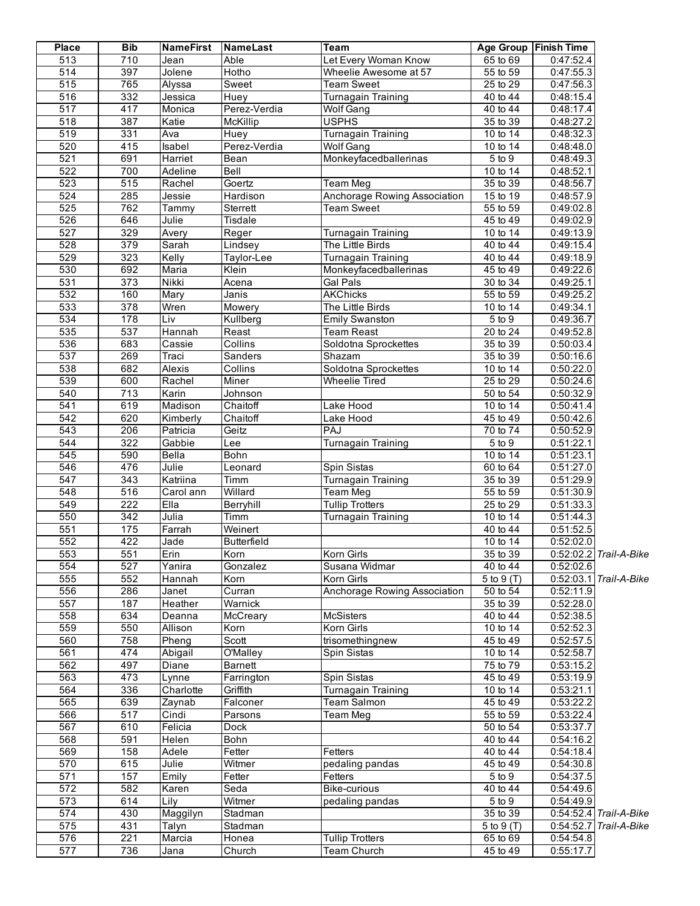| Place | Bib | NameFirst | NameLast | Team | Age Group | Finish Time | |
|---|---|---|---|---|---|---|---|
| 513 | 710 | Jean | Able | Let Every Woman Know | 65 to 69 | 0:47:52.4 | |
| 514 | 397 | Jolene | Hotho | Wheelie Awesome at 57 | 55 to 59 | 0:47:55.3 | |
| 515 | 765 | Alyssa | Sweet | Team Sweet | 25 to 29 | 0:47:56.3 | |
| 516 | 332 | Jessica | Huey | Turnagain Training | 40 to 44 | 0:48:15.4 | |
| 517 | 417 | Monica | Perez-Verdia | Wolf Gang | 40 to 44 | 0:48:17.4 | |
| 518 | 387 | Katie | McKillip | USPHS | 35 to 39 | 0:48:27.2 | |
| 519 | 331 | Ava | Huey | Turnagain Training | 10 to 14 | 0:48:32.3 | |
| 520 | 415 | Isabel | Perez-Verdia | Wolf Gang | 10 to 14 | 0:48:48.0 | |
| 521 | 691 | Harriet | Bean | Monkeyfacedballerinas | 5 to 9 | 0:48:49.3 | |
| 522 | 700 | Adeline | Bell | | 10 to 14 | 0:48:52.1 | |
| 523 | 515 | Rachel | Goertz | Team Meg | 35 to 39 | 0:48:56.7 | |
| 524 | 285 | Jessie | Hardison | Anchorage Rowing Association | 15 to 19 | 0:48:57.9 | |
| 525 | 762 | Tammy | Sterrett | Team Sweet | 55 to 59 | 0:49:02.8 | |
| 526 | 646 | Julie | Tisdale | | 45 to 49 | 0:49:02.9 | |
| 527 | 329 | Avery | Reger | Turnagain Training | 10 to 14 | 0:49:13.9 | |
| 528 | 379 | Sarah | Lindsey | The Little Birds | 40 to 44 | 0:49:15.4 | |
| 529 | 323 | Kelly | Taylor-Lee | Turnagain Training | 40 to 44 | 0:49:18.9 | |
| 530 | 692 | Maria | Klein | Monkeyfacedballerinas | 45 to 49 | 0:49:22.6 | |
| 531 | 373 | Nikki | Acena | Gal Pals | 30 to 34 | 0:49:25.1 | |
| 532 | 160 | Mary | Janis | AKChicks | 55 to 59 | 0:49:25.2 | |
| 533 | 378 | Wren | Mowery | The Little Birds | 10 to 14 | 0:49:34.1 | |
| 534 | 178 | Liv | Kullberg | Emily Swanston | 5 to 9 | 0:49:36.7 | |
| 535 | 537 | Hannah | Reast | Team Reast | 20 to 24 | 0:49:52.8 | |
| 536 | 683 | Cassie | Collins | Soldotna Sprockettes | 35 to 39 | 0:50:03.4 | |
| 537 | 269 | Traci | Sanders | Shazam | 35 to 39 | 0:50:16.6 | |
| 538 | 682 | Alexis | Collins | Soldotna Sprockettes | 10 to 14 | 0:50:22.0 | |
| 539 | 600 | Rachel | Miner | Wheelie Tired | 25 to 29 | 0:50:24.6 | |
| 540 | 713 | Karin | Johnson | | 50 to 54 | 0:50:32.9 | |
| 541 | 619 | Madison | Chaitoff | Lake Hood | 10 to 14 | 0:50:41.4 | |
| 542 | 620 | Kimberly | Chaitoff | Lake Hood | 45 to 49 | 0:50:42.6 | |
| 543 | 206 | Patricia | Geitz | PAJ | 70 to 74 | 0:50:52.9 | |
| 544 | 322 | Gabbie | Lee | Turnagain Training | 5 to 9 | 0:51:22.1 | |
| 545 | 590 | Bella | Bohn | | 10 to 14 | 0:51:23.1 | |
| 546 | 476 | Julie | Leonard | Spin Sistas | 60 to 64 | 0:51:27.0 | |
| 547 | 343 | Katriina | Timm | Turnagain Training | 35 to 39 | 0:51:29.9 | |
| 548 | 516 | Carol ann | Willard | Team Meg | 55 to 59 | 0:51:30.9 | |
| 549 | 222 | Ella | Berryhill | Tullip Trotters | 25 to 29 | 0:51:33.3 | |
| 550 | 342 | Julia | Timm | Turnagain Training | 10 to 14 | 0:51:44.3 | |
| 551 | 175 | Farrah | Weinert | | 40 to 44 | 0:51:52.5 | |
| 552 | 422 | Jade | Butterfield | | 10 to 14 | 0:52:02.0 | |
| 553 | 551 | Erin | Korn | Korn Girls | 35 to 39 | 0:52:02.2 | *Trail-A-Bike* |
| 554 | 527 | Yanira | Gonzalez | Susana Widmar | 40 to 44 | 0:52:02.6 | |
| 555 | 552 | Hannah | Korn | Korn Girls | 5 to 9 (T) | 0:52:03.1 | *Trail-A-Bike* |
| 556 | 286 | Janet | Curran | Anchorage Rowing Association | 50 to 54 | 0:52:11.9 | |
| 557 | 187 | Heather | Warnick | | 35 to 39 | 0:52:28.0 | |
| 558 | 634 | Deanna | McCreary | McSisters | 40 to 44 | 0:52:38.5 | |
| 559 | 550 | Allison | Korn | Korn Girls | 10 to 14 | 0:52:52.3 | |
| 560 | 758 | Pheng | Scott | trisomethingnew | 45 to 49 | 0:52:57.5 | |
| 561 | 474 | Abigail | O'Malley | Spin Sistas | 10 to 14 | 0:52:58.7 | |
| 562 | 497 | Diane | Barnett | | 75 to 79 | 0:53:15.2 | |
| 563 | 473 | Lynne | Farrington | Spin Sistas | 45 to 49 | 0:53:19.9 | |
| 564 | 336 | Charlotte | Griffith | Turnagain Training | 10 to 14 | 0:53:21.1 | |
| 565 | 639 | Zaynab | Falconer | Team Salmon | 45 to 49 | 0:53:22.2 | |
| 566 | 517 | Cindi | Parsons | Team Meg | 55 to 59 | 0:53:22.4 | |
| 567 | 610 | Felicia | Dock | | 50 to 54 | 0:53:37.7 | |
| 568 | 591 | Helen | Bohn | | 40 to 44 | 0:54:16.2 | |
| 569 | 158 | Adele | Fetter | Fetters | 40 to 44 | 0:54:18.4 | |
| 570 | 615 | Julie | Witmer | pedaling pandas | 45 to 49 | 0:54:30.8 | |
| 571 | 157 | Emily | Fetter | Fetters | 5 to 9 | 0:54:37.5 | |
| 572 | 582 | Karen | Seda | Bike-curious | 40 to 44 | 0:54:49.6 | |
| 573 | 614 | Lily | Witmer | pedaling pandas | 5 to 9 | 0:54:49.9 | |
| 574 | 430 | Maggilyn | Stadman | | 35 to 39 | 0:54:52.4 | *Trail-A-Bike* |
| 575 | 431 | Talyn | Stadman | | 5 to 9 (T) | 0:54:52.7 | *Trail-A-Bike* |
| 576 | 221 | Marcia | Honea | Tullip Trotters | 65 to 69 | 0:54:54.8 | |
| 577 | 736 | Jana | Church | Team Church | 45 to 49 | 0:55:17.7 | |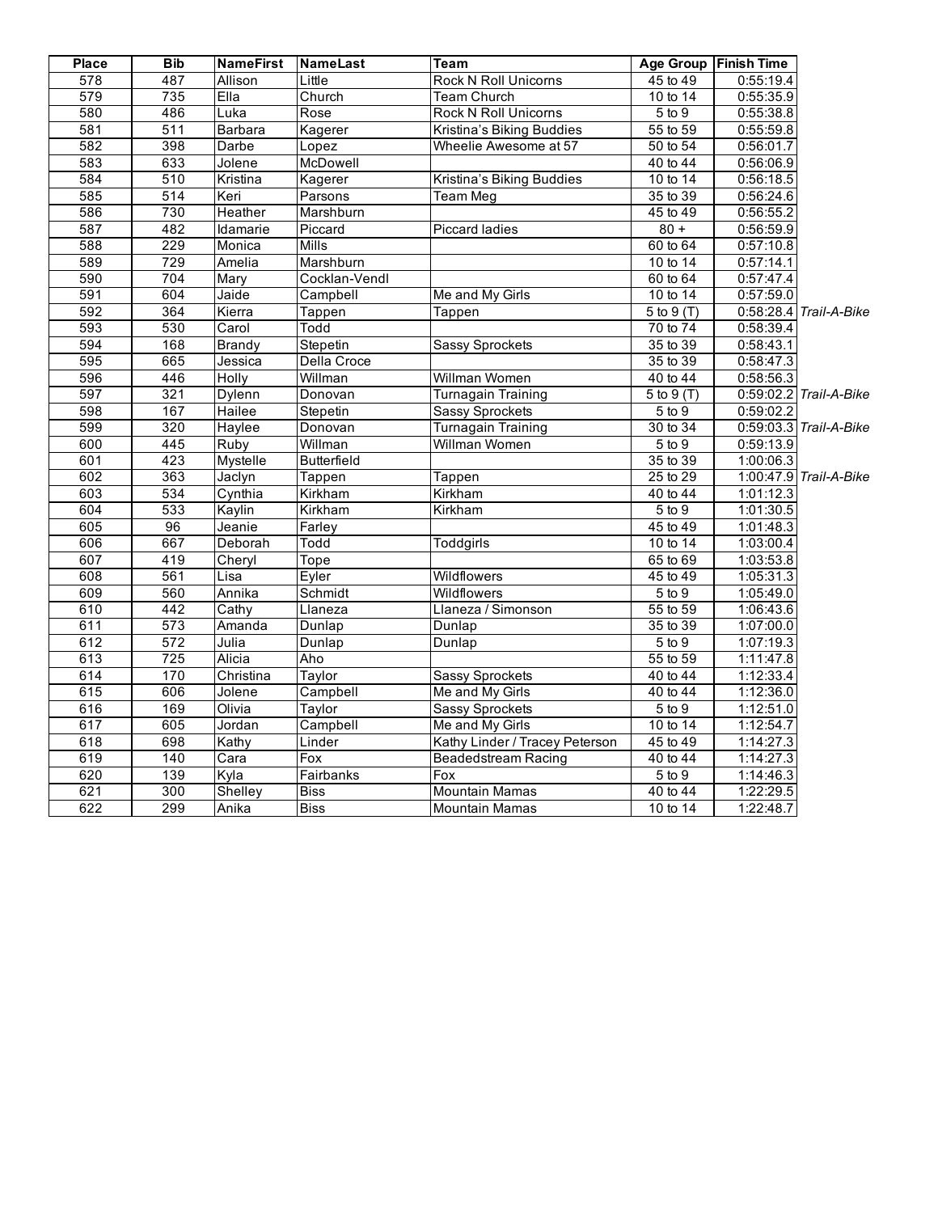| Place | Bib | NameFirst | NameLast | Team | Age Group | Finish Time | |
|---|---|---|---|---|---|---|---|
| 578 | 487 | Allison | Little | Rock N Roll Unicorns | 45 to 49 | 0:55:19.4 | |
| 579 | 735 | Ella | Church | Team Church | 10 to 14 | 0:55:35.9 | |
| 580 | 486 | Luka | Rose | Rock N Roll Unicorns | 5 to 9 | 0:55:38.8 | |
| 581 | 511 | Barbara | Kagerer | Kristina's Biking Buddies | 55 to 59 | 0:55:59.8 | |
| 582 | 398 | Darbe | Lopez | Wheelie Awesome at 57 | 50 to 54 | 0:56:01.7 | |
| 583 | 633 | Jolene | McDowell | | 40 to 44 | 0:56:06.9 | |
| 584 | 510 | Kristina | Kagerer | Kristina's Biking Buddies | 10 to 14 | 0:56:18.5 | |
| 585 | 514 | Keri | Parsons | Team Meg | 35 to 39 | 0:56:24.6 | |
| 586 | 730 | Heather | Marshburn | | 45 to 49 | 0:56:55.2 | |
| 587 | 482 | Idamarie | Piccard | Piccard ladies | 80 + | 0:56:59.9 | |
| 588 | 229 | Monica | Mills | | 60 to 64 | 0:57:10.8 | |
| 589 | 729 | Amelia | Marshburn | | 10 to 14 | 0:57:14.1 | |
| 590 | 704 | Mary | Cocklan-Vendl | | 60 to 64 | 0:57:47.4 | |
| 591 | 604 | Jaide | Campbell | Me and My Girls | 10 to 14 | 0:57:59.0 | |
| 592 | 364 | Kierra | Tappen | Tappen | 5 to 9 (T) | 0:58:28.4 | *Trail-A-Bike* |
| 593 | 530 | Carol | Todd | | 70 to 74 | 0:58:39.4 | |
| 594 | 168 | Brandy | Stepetin | Sassy Sprockets | 35 to 39 | 0:58:43.1 | |
| 595 | 665 | Jessica | Della Croce | | 35 to 39 | 0:58:47.3 | |
| 596 | 446 | Holly | Willman | Willman Women | 40 to 44 | 0:58:56.3 | |
| 597 | 321 | Dylenn | Donovan | Turnagain Training | 5 to 9 (T) | 0:59:02.2 | *Trail-A-Bike* |
| 598 | 167 | Hailee | Stepetin | Sassy Sprockets | 5 to 9 | 0:59:02.2 | |
| 599 | 320 | Haylee | Donovan | Turnagain Training | 30 to 34 | 0:59:03.3 | *Trail-A-Bike* |
| 600 | 445 | Ruby | Willman | Willman Women | 5 to 9 | 0:59:13.9 | |
| 601 | 423 | Mystelle | Butterfield | | 35 to 39 | 1:00:06.3 | |
| 602 | 363 | Jaclyn | Tappen | Tappen | 25 to 29 | 1:00:47.9 | *Trail-A-Bike* |
| 603 | 534 | Cynthia | Kirkham | Kirkham | 40 to 44 | 1:01:12.3 | |
| 604 | 533 | Kaylin | Kirkham | Kirkham | 5 to 9 | 1:01:30.5 | |
| 605 | 96 | Jeanie | Farley | | 45 to 49 | 1:01:48.3 | |
| 606 | 667 | Deborah | Todd | Toddgirls | 10 to 14 | 1:03:00.4 | |
| 607 | 419 | Cheryl | Tope | | 65 to 69 | 1:03:53.8 | |
| 608 | 561 | Lisa | Eyler | Wildflowers | 45 to 49 | 1:05:31.3 | |
| 609 | 560 | Annika | Schmidt | Wildflowers | 5 to 9 | 1:05:49.0 | |
| 610 | 442 | Cathy | Llaneza | Llaneza / Simonson | 55 to 59 | 1:06:43.6 | |
| 611 | 573 | Amanda | Dunlap | Dunlap | 35 to 39 | 1:07:00.0 | |
| 612 | 572 | Julia | Dunlap | Dunlap | 5 to 9 | 1:07:19.3 | |
| 613 | 725 | Alicia | Aho | | 55 to 59 | 1:11:47.8 | |
| 614 | 170 | Christina | Taylor | Sassy Sprockets | 40 to 44 | 1:12:33.4 | |
| 615 | 606 | Jolene | Campbell | Me and My Girls | 40 to 44 | 1:12:36.0 | |
| 616 | 169 | Olivia | Taylor | Sassy Sprockets | 5 to 9 | 1:12:51.0 | |
| 617 | 605 | Jordan | Campbell | Me and My Girls | 10 to 14 | 1:12:54.7 | |
| 618 | 698 | Kathy | Linder | Kathy Linder / Tracey Peterson | 45 to 49 | 1:14:27.3 | |
| 619 | 140 | Cara | Fox | Beadedstream Racing | 40 to 44 | 1:14:27.3 | |
| 620 | 139 | Kyla | Fairbanks | Fox | 5 to 9 | 1:14:46.3 | |
| 621 | 300 | Shelley | Biss | Mountain Mamas | 40 to 44 | 1:22:29.5 | |
| 622 | 299 | Anika | Biss | Mountain Mamas | 10 to 14 | 1:22:48.7 | |